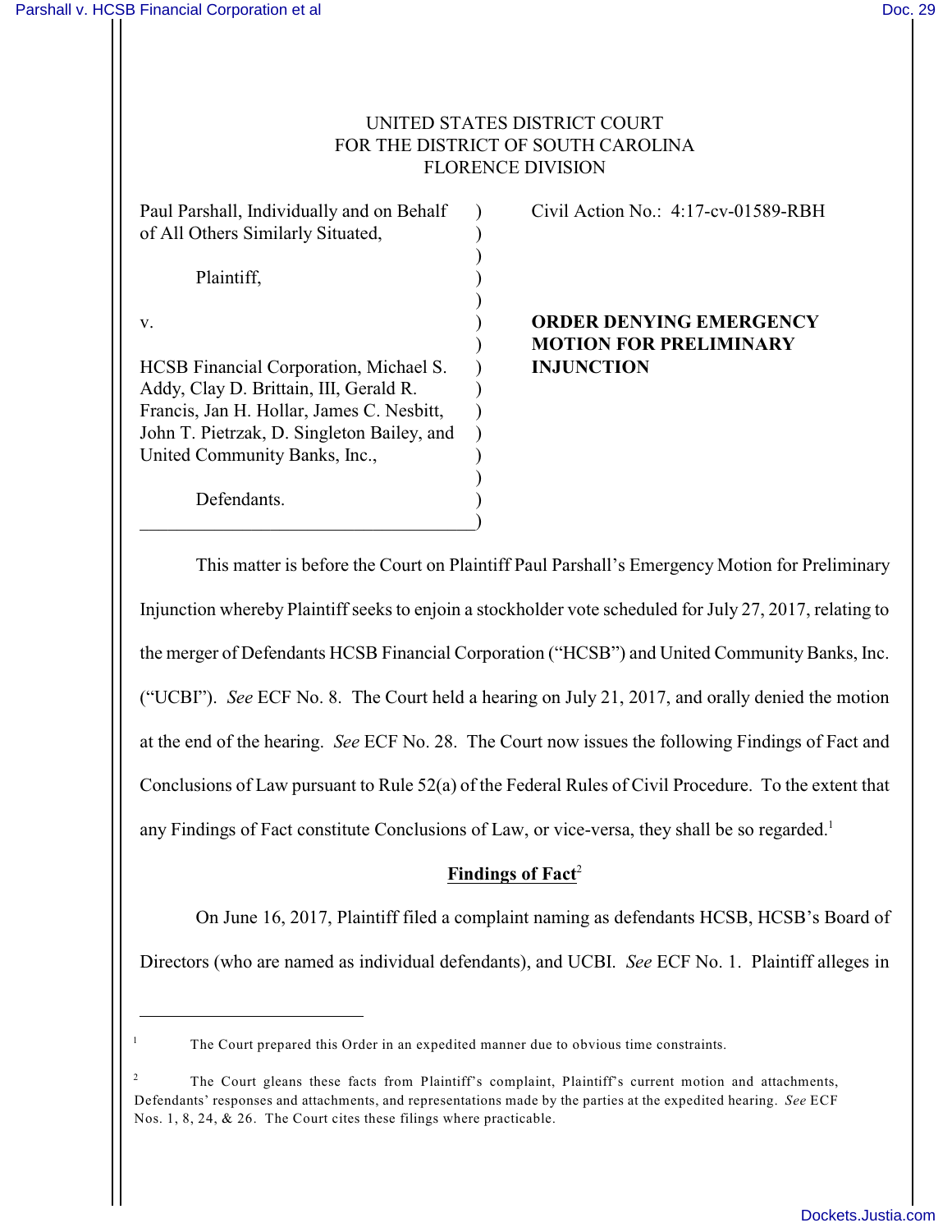UNITED STATES DISTRICT COURT
FOR THE DISTRICT OF SOUTH CAROLINA
FLORENCE DIVISION

| | |
|---|---|
| Paul Parshall, Individually and on Behalf of All Others Similarly Situated,<br><br>Plaintiff,<br><br>v.<br><br>HCSB Financial Corporation, Michael S. Addy, Clay D. Brittain, III, Gerald R. Francis, Jan H. Hollar, James C. Nesbitt, John T. Pietrzak, D. Singleton Bailey, and United Community Banks, Inc.,<br><br>Defendants. | Civil Action No.: 4:17-cv-01589-RBH<br><br>**ORDER DENYING EMERGENCY MOTION FOR PRELIMINARY INJUNCTION** |

This matter is before the Court on Plaintiff Paul Parshall's Emergency Motion for Preliminary Injunction whereby Plaintiff seeks to enjoin a stockholder vote scheduled for July 27, 2017, relating to the merger of Defendants HCSB Financial Corporation ("HCSB") and United Community Banks, Inc. ("UCBI"). *See* ECF No. 8. The Court held a hearing on July 21, 2017, and orally denied the motion at the end of the hearing. *See* ECF No. 28. The Court now issues the following Findings of Fact and Conclusions of Law pursuant to Rule 52(a) of the Federal Rules of Civil Procedure. To the extent that any Findings of Fact constitute Conclusions of Law, or vice-versa, they shall be so regarded.[1]

**Findings of Fact**[2]

On June 16, 2017, Plaintiff filed a complaint naming as defendants HCSB, HCSB's Board of Directors (who are named as individual defendants), and UCBI. *See* ECF No. 1. Plaintiff alleges in

---

[1] The Court prepared this Order in an expedited manner due to obvious time constraints.

[2] The Court gleans these facts from Plaintiff's complaint, Plaintiff's current motion and attachments, Defendants' responses and attachments, and representations made by the parties at the expedited hearing. *See* ECF Nos. 1, 8, 24, & 26. The Court cites these filings where practicable.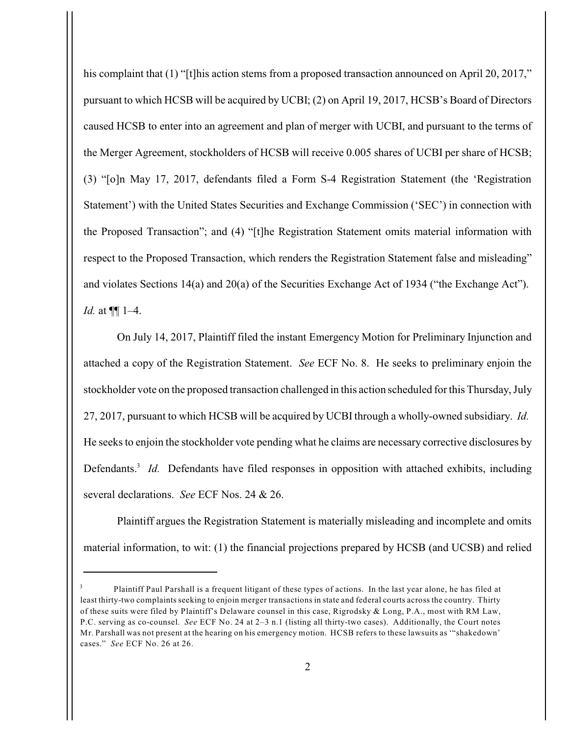his complaint that (1) "[t]his action stems from a proposed transaction announced on April 20, 2017," pursuant to which HCSB will be acquired by UCBI; (2) on April 19, 2017, HCSB's Board of Directors caused HCSB to enter into an agreement and plan of merger with UCBI, and pursuant to the terms of the Merger Agreement, stockholders of HCSB will receive 0.005 shares of UCBI per share of HCSB; (3) "[o]n May 17, 2017, defendants filed a Form S-4 Registration Statement (the 'Registration Statement') with the United States Securities and Exchange Commission ('SEC') in connection with the Proposed Transaction"; and (4) "[t]he Registration Statement omits material information with respect to the Proposed Transaction, which renders the Registration Statement false and misleading" and violates Sections 14(a) and 20(a) of the Securities Exchange Act of 1934 ("the Exchange Act"). *Id.* at ¶¶ 1–4.

On July 14, 2017, Plaintiff filed the instant Emergency Motion for Preliminary Injunction and attached a copy of the Registration Statement. *See* ECF No. 8. He seeks to preliminary enjoin the stockholder vote on the proposed transaction challenged in this action scheduled for this Thursday, July 27, 2017, pursuant to which HCSB will be acquired by UCBI through a wholly-owned subsidiary. *Id.* He seeks to enjoin the stockholder vote pending what he claims are necessary corrective disclosures by Defendants.[3] *Id.* Defendants have filed responses in opposition with attached exhibits, including several declarations. *See* ECF Nos. 24 & 26.

Plaintiff argues the Registration Statement is materially misleading and incomplete and omits material information, to wit: (1) the financial projections prepared by HCSB (and UCSB) and relied

---

[3] Plaintiff Paul Parshall is a frequent litigant of these types of actions. In the last year alone, he has filed at least thirty-two complaints seeking to enjoin merger transactions in state and federal courts across the country. Thirty of these suits were filed by Plaintiff's Delaware counsel in this case, Rigrodsky & Long, P.A., most with RM Law, P.C. serving as co-counsel. *See* ECF No. 24 at 2–3 n.1 (listing all thirty-two cases). Additionally, the Court notes Mr. Parshall was not present at the hearing on his emergency motion. HCSB refers to these lawsuits as '"shakedown' cases." *See* ECF No. 26 at 26.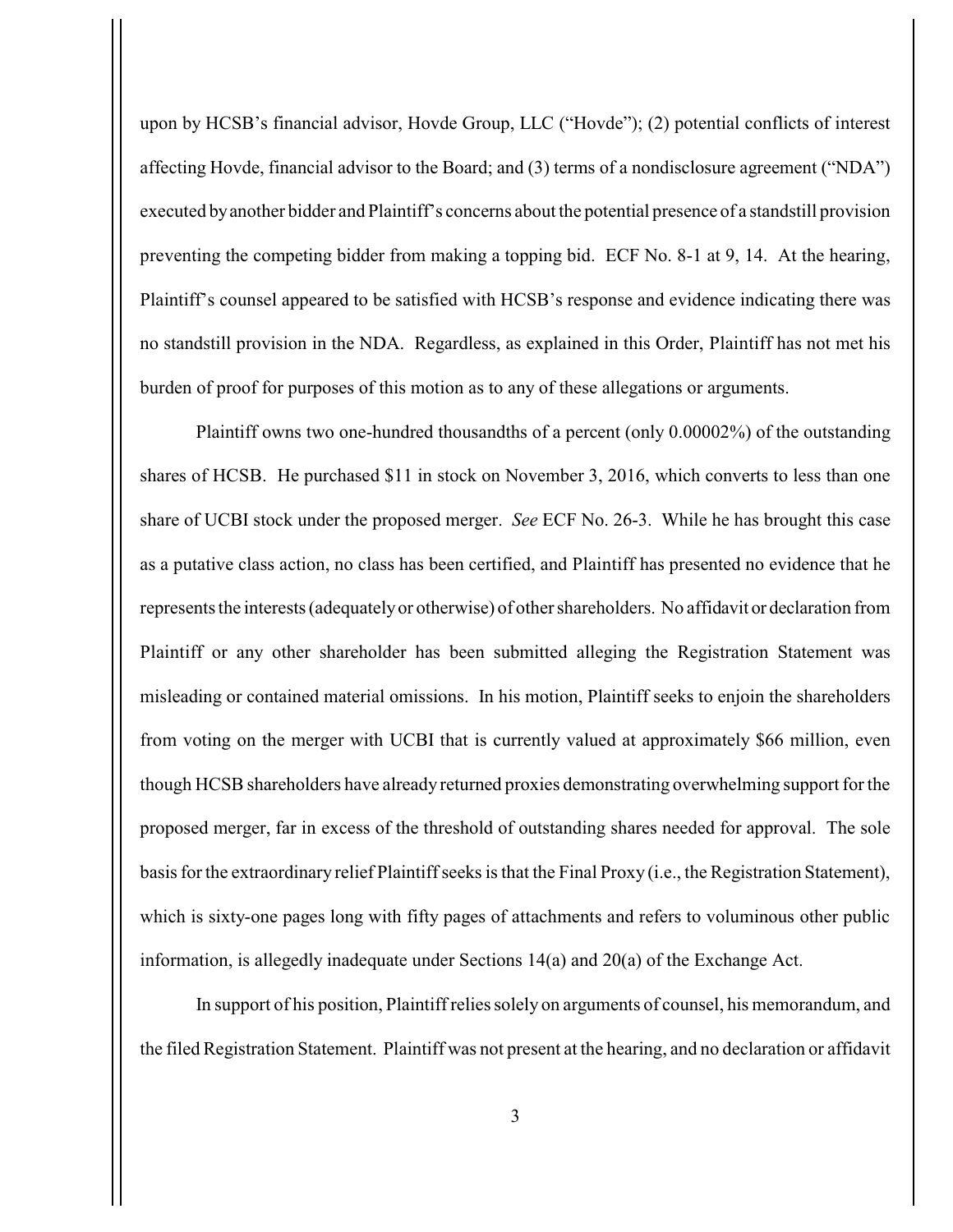upon by HCSB's financial advisor, Hovde Group, LLC ("Hovde"); (2) potential conflicts of interest affecting Hovde, financial advisor to the Board; and (3) terms of a nondisclosure agreement ("NDA") executed by another bidder and Plaintiff's concerns about the potential presence of a standstill provision preventing the competing bidder from making a topping bid. ECF No. 8-1 at 9, 14. At the hearing, Plaintiff's counsel appeared to be satisfied with HCSB's response and evidence indicating there was no standstill provision in the NDA. Regardless, as explained in this Order, Plaintiff has not met his burden of proof for purposes of this motion as to any of these allegations or arguments.

Plaintiff owns two one-hundred thousandths of a percent (only 0.00002%) of the outstanding shares of HCSB. He purchased $11 in stock on November 3, 2016, which converts to less than one share of UCBI stock under the proposed merger. *See* ECF No. 26-3. While he has brought this case as a putative class action, no class has been certified, and Plaintiff has presented no evidence that he represents the interests (adequately or otherwise) of other shareholders. No affidavit or declaration from Plaintiff or any other shareholder has been submitted alleging the Registration Statement was misleading or contained material omissions. In his motion, Plaintiff seeks to enjoin the shareholders from voting on the merger with UCBI that is currently valued at approximately $66 million, even though HCSB shareholders have already returned proxies demonstrating overwhelming support for the proposed merger, far in excess of the threshold of outstanding shares needed for approval. The sole basis for the extraordinary relief Plaintiff seeks is that the Final Proxy (i.e., the Registration Statement), which is sixty-one pages long with fifty pages of attachments and refers to voluminous other public information, is allegedly inadequate under Sections 14(a) and 20(a) of the Exchange Act.

In support of his position, Plaintiff relies solely on arguments of counsel, his memorandum, and the filed Registration Statement. Plaintiff was not present at the hearing, and no declaration or affidavit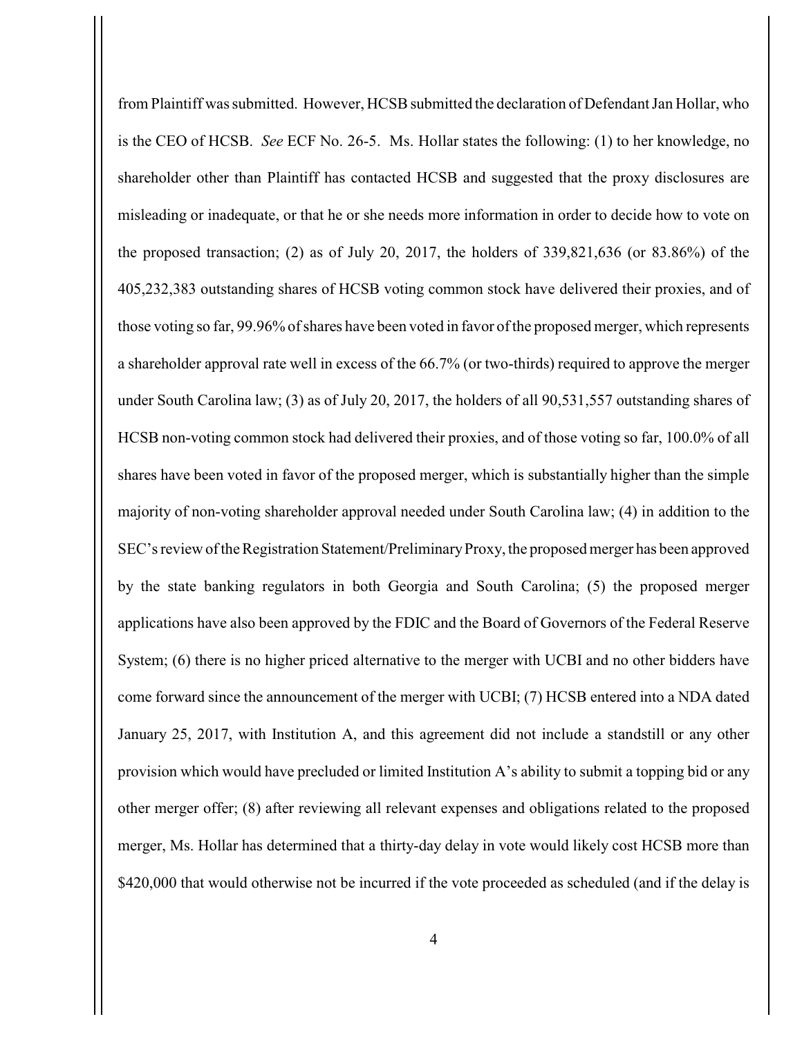from Plaintiff was submitted. However, HCSB submitted the declaration of Defendant Jan Hollar, who is the CEO of HCSB. *See* ECF No. 26-5. Ms. Hollar states the following: (1) to her knowledge, no shareholder other than Plaintiff has contacted HCSB and suggested that the proxy disclosures are misleading or inadequate, or that he or she needs more information in order to decide how to vote on the proposed transaction; (2) as of July 20, 2017, the holders of 339,821,636 (or 83.86%) of the 405,232,383 outstanding shares of HCSB voting common stock have delivered their proxies, and of those voting so far, 99.96% of shares have been voted in favor of the proposed merger, which represents a shareholder approval rate well in excess of the 66.7% (or two-thirds) required to approve the merger under South Carolina law; (3) as of July 20, 2017, the holders of all 90,531,557 outstanding shares of HCSB non-voting common stock had delivered their proxies, and of those voting so far, 100.0% of all shares have been voted in favor of the proposed merger, which is substantially higher than the simple majority of non-voting shareholder approval needed under South Carolina law; (4) in addition to the SEC's review of the Registration Statement/Preliminary Proxy, the proposed merger has been approved by the state banking regulators in both Georgia and South Carolina; (5) the proposed merger applications have also been approved by the FDIC and the Board of Governors of the Federal Reserve System; (6) there is no higher priced alternative to the merger with UCBI and no other bidders have come forward since the announcement of the merger with UCBI; (7) HCSB entered into a NDA dated January 25, 2017, with Institution A, and this agreement did not include a standstill or any other provision which would have precluded or limited Institution A's ability to submit a topping bid or any other merger offer; (8) after reviewing all relevant expenses and obligations related to the proposed merger, Ms. Hollar has determined that a thirty-day delay in vote would likely cost HCSB more than $420,000 that would otherwise not be incurred if the vote proceeded as scheduled (and if the delay is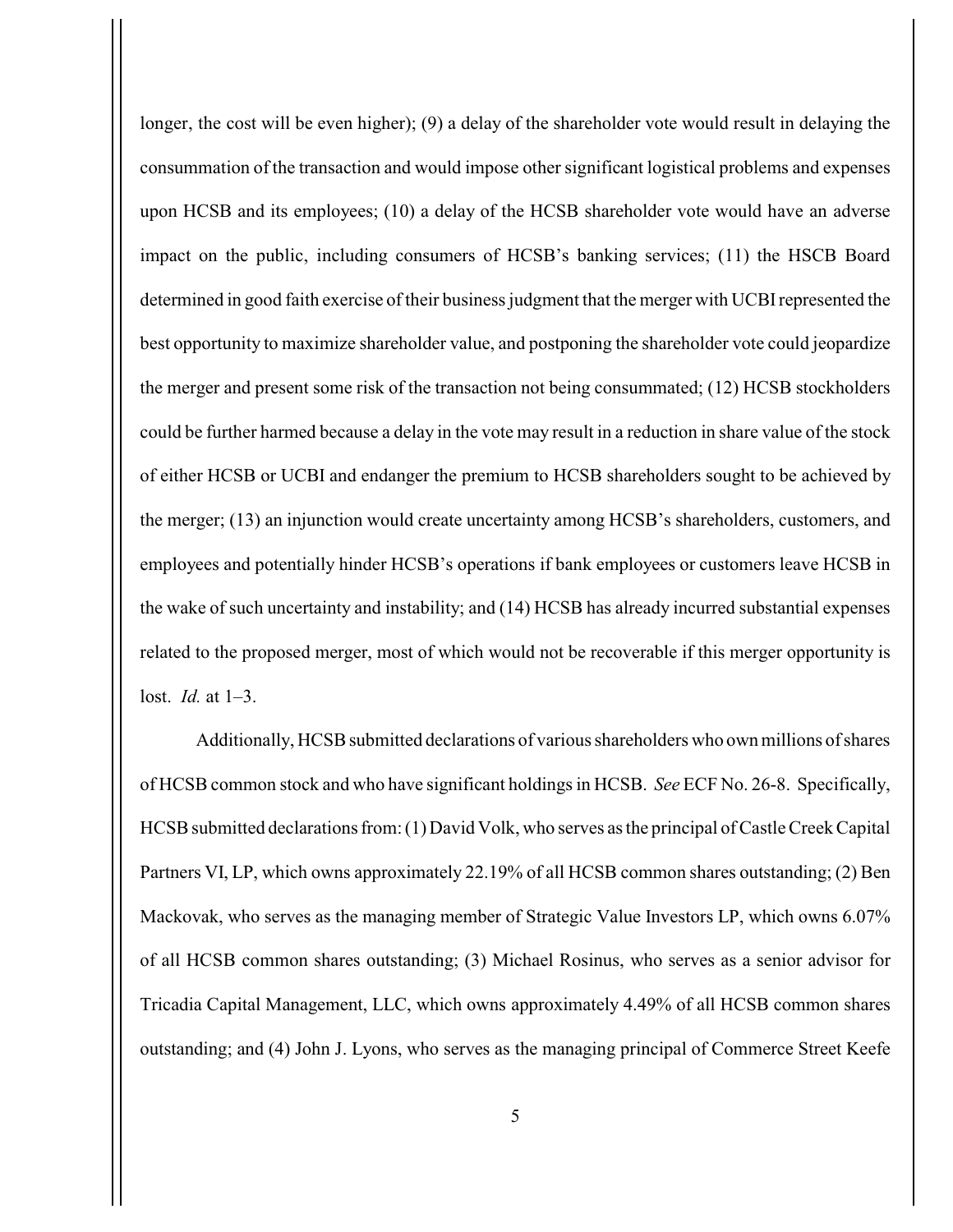longer, the cost will be even higher); (9) a delay of the shareholder vote would result in delaying the consummation of the transaction and would impose other significant logistical problems and expenses upon HCSB and its employees; (10) a delay of the HCSB shareholder vote would have an adverse impact on the public, including consumers of HCSB's banking services; (11) the HSCB Board determined in good faith exercise of their business judgment that the merger with UCBI represented the best opportunity to maximize shareholder value, and postponing the shareholder vote could jeopardize the merger and present some risk of the transaction not being consummated; (12) HCSB stockholders could be further harmed because a delay in the vote may result in a reduction in share value of the stock of either HCSB or UCBI and endanger the premium to HCSB shareholders sought to be achieved by the merger; (13) an injunction would create uncertainty among HCSB's shareholders, customers, and employees and potentially hinder HCSB's operations if bank employees or customers leave HCSB in the wake of such uncertainty and instability; and (14) HCSB has already incurred substantial expenses related to the proposed merger, most of which would not be recoverable if this merger opportunity is lost. *Id.* at 1–3.

Additionally, HCSB submitted declarations of various shareholders who own millions of shares of HCSB common stock and who have significant holdings in HCSB. *See* ECF No. 26-8. Specifically, HCSB submitted declarations from: (1) David Volk, who serves as the principal of Castle Creek Capital Partners VI, LP, which owns approximately 22.19% of all HCSB common shares outstanding; (2) Ben Mackovak, who serves as the managing member of Strategic Value Investors LP, which owns 6.07% of all HCSB common shares outstanding; (3) Michael Rosinus, who serves as a senior advisor for Tricadia Capital Management, LLC, which owns approximately 4.49% of all HCSB common shares outstanding; and (4) John J. Lyons, who serves as the managing principal of Commerce Street Keefe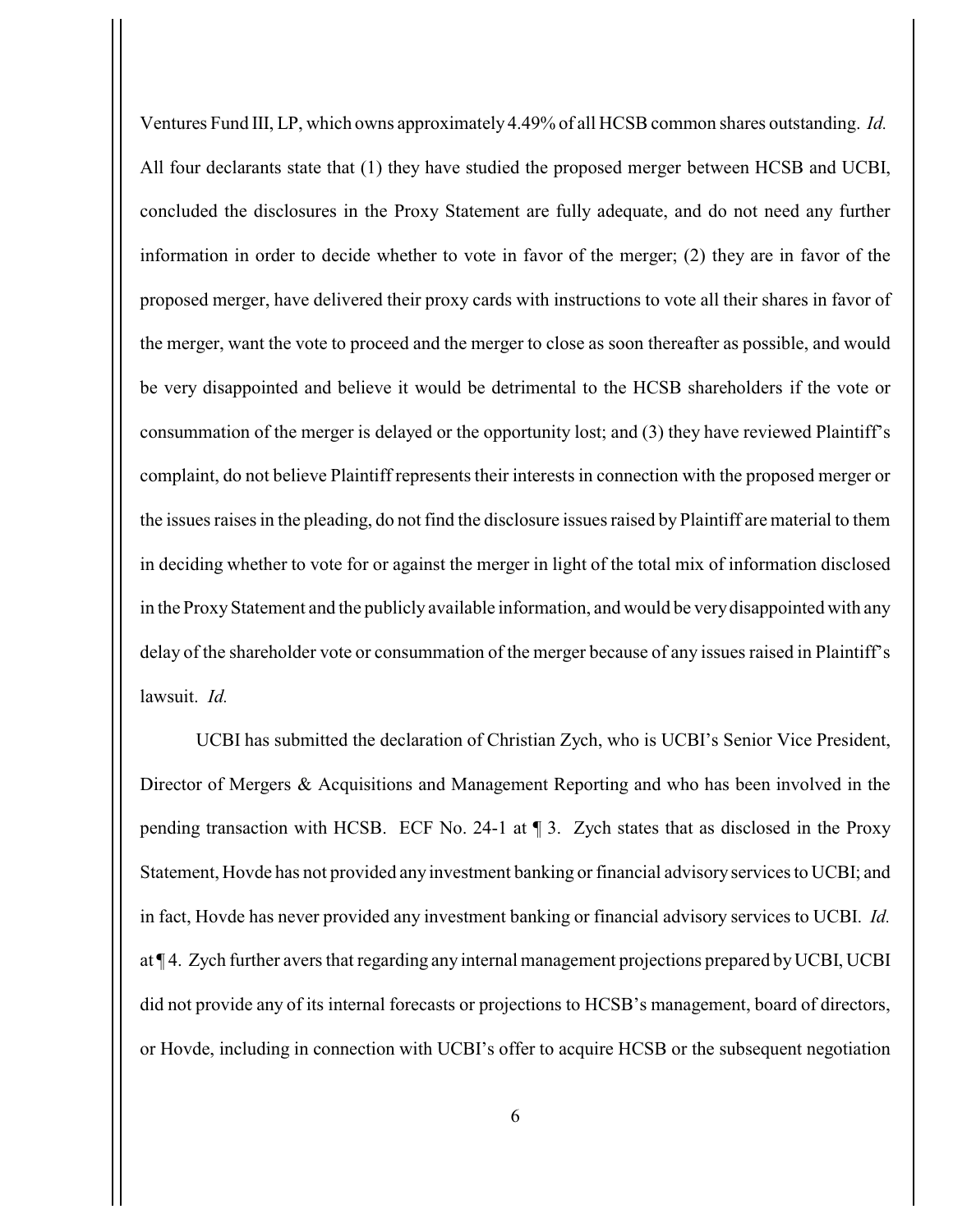Ventures Fund III, LP, which owns approximately 4.49% of all HCSB common shares outstanding. *Id.* All four declarants state that (1) they have studied the proposed merger between HCSB and UCBI, concluded the disclosures in the Proxy Statement are fully adequate, and do not need any further information in order to decide whether to vote in favor of the merger; (2) they are in favor of the proposed merger, have delivered their proxy cards with instructions to vote all their shares in favor of the merger, want the vote to proceed and the merger to close as soon thereafter as possible, and would be very disappointed and believe it would be detrimental to the HCSB shareholders if the vote or consummation of the merger is delayed or the opportunity lost; and (3) they have reviewed Plaintiff's complaint, do not believe Plaintiff represents their interests in connection with the proposed merger or the issues raises in the pleading, do not find the disclosure issues raised by Plaintiff are material to them in deciding whether to vote for or against the merger in light of the total mix of information disclosed in the Proxy Statement and the publicly available information, and would be very disappointed with any delay of the shareholder vote or consummation of the merger because of any issues raised in Plaintiff's lawsuit. *Id.*

UCBI has submitted the declaration of Christian Zych, who is UCBI's Senior Vice President, Director of Mergers & Acquisitions and Management Reporting and who has been involved in the pending transaction with HCSB. ECF No. 24-1 at ¶ 3. Zych states that as disclosed in the Proxy Statement, Hovde has not provided any investment banking or financial advisory services to UCBI; and in fact, Hovde has never provided any investment banking or financial advisory services to UCBI. *Id.* at ¶ 4. Zych further avers that regarding any internal management projections prepared by UCBI, UCBI did not provide any of its internal forecasts or projections to HCSB's management, board of directors, or Hovde, including in connection with UCBI's offer to acquire HCSB or the subsequent negotiation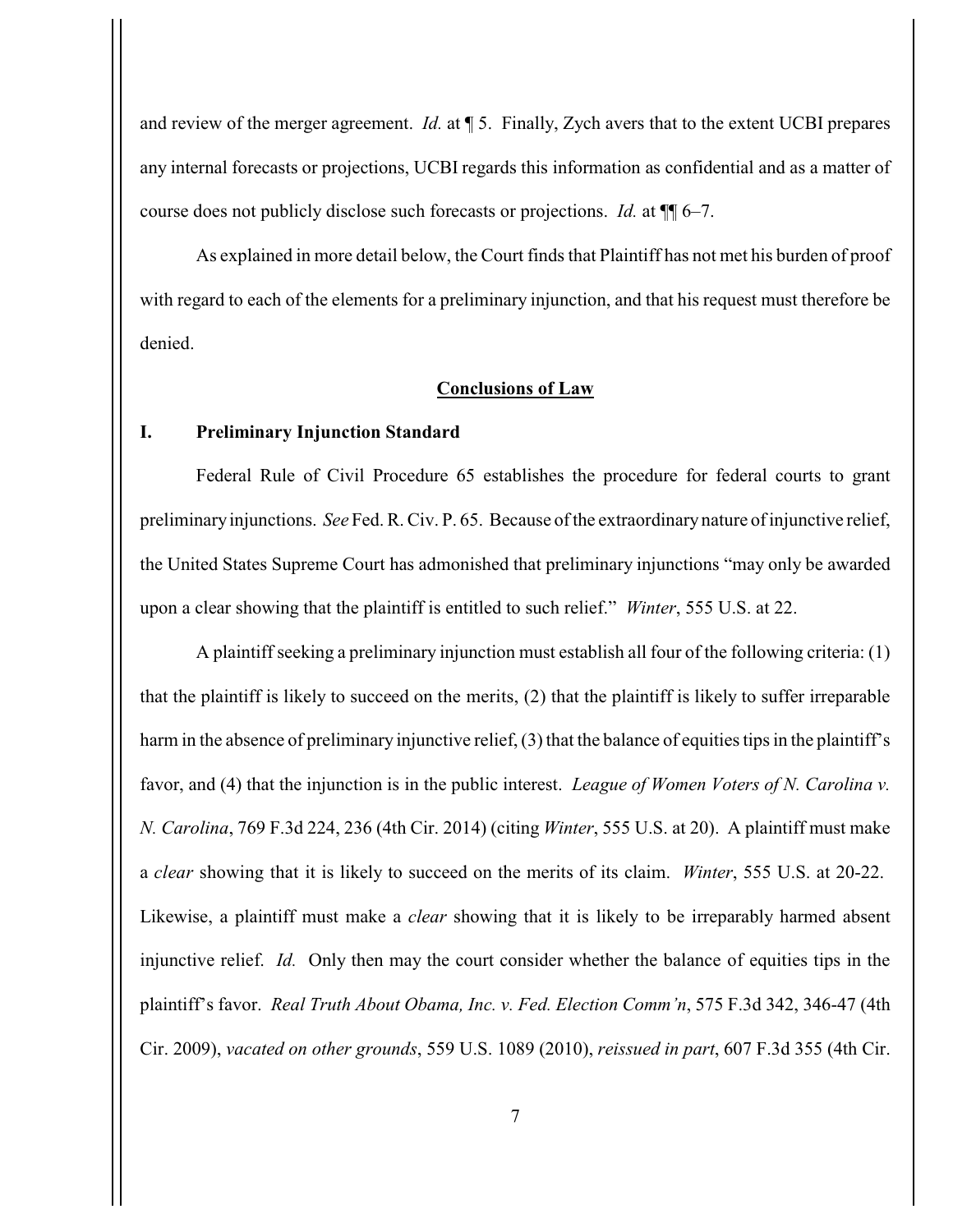and review of the merger agreement. *Id.* at ¶ 5. Finally, Zych avers that to the extent UCBI prepares any internal forecasts or projections, UCBI regards this information as confidential and as a matter of course does not publicly disclose such forecasts or projections. *Id.* at ¶¶ 6–7.

As explained in more detail below, the Court finds that Plaintiff has not met his burden of proof with regard to each of the elements for a preliminary injunction, and that his request must therefore be denied.

## **Conclusions of Law**

### I. Preliminary Injunction Standard

Federal Rule of Civil Procedure 65 establishes the procedure for federal courts to grant preliminary injunctions. *See* Fed. R. Civ. P. 65. Because of the extraordinary nature of injunctive relief, the United States Supreme Court has admonished that preliminary injunctions "may only be awarded upon a clear showing that the plaintiff is entitled to such relief." *Winter*, 555 U.S. at 22.

A plaintiff seeking a preliminary injunction must establish all four of the following criteria: (1) that the plaintiff is likely to succeed on the merits, (2) that the plaintiff is likely to suffer irreparable harm in the absence of preliminary injunctive relief, (3) that the balance of equities tips in the plaintiff's favor, and (4) that the injunction is in the public interest. *League of Women Voters of N. Carolina v. N. Carolina*, 769 F.3d 224, 236 (4th Cir. 2014) (citing *Winter*, 555 U.S. at 20). A plaintiff must make a *clear* showing that it is likely to succeed on the merits of its claim. *Winter*, 555 U.S. at 20-22. Likewise, a plaintiff must make a *clear* showing that it is likely to be irreparably harmed absent injunctive relief. *Id.* Only then may the court consider whether the balance of equities tips in the plaintiff's favor. *Real Truth About Obama, Inc. v. Fed. Election Comm'n*, 575 F.3d 342, 346-47 (4th Cir. 2009), *vacated on other grounds*, 559 U.S. 1089 (2010), *reissued in part*, 607 F.3d 355 (4th Cir.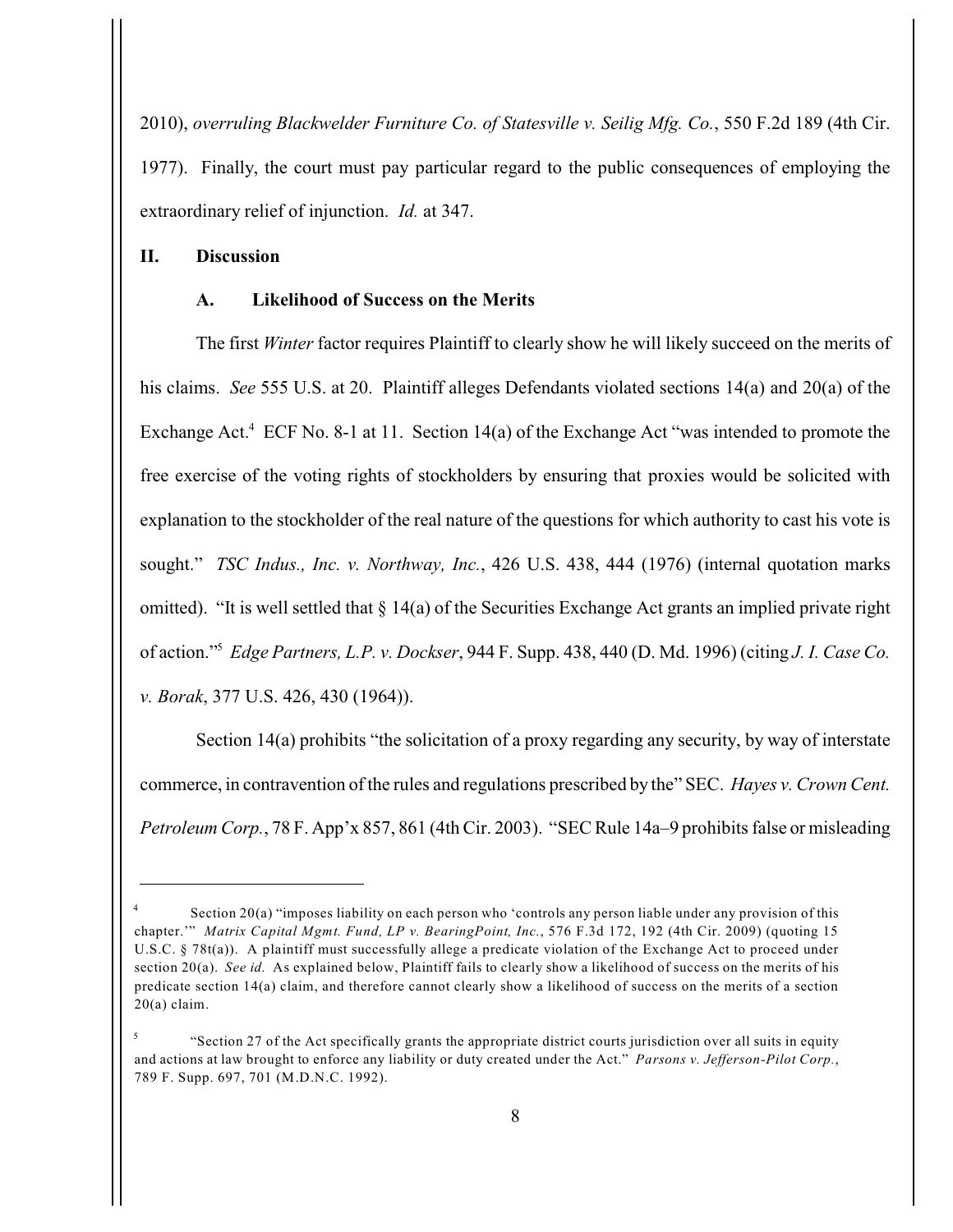2010), *overruling Blackwelder Furniture Co. of Statesville v. Seilig Mfg. Co.*, 550 F.2d 189 (4th Cir. 1977). Finally, the court must pay particular regard to the public consequences of employing the extraordinary relief of injunction. *Id.* at 347.

## II. Discussion

### A. Likelihood of Success on the Merits

The first *Winter* factor requires Plaintiff to clearly show he will likely succeed on the merits of his claims. *See* 555 U.S. at 20. Plaintiff alleges Defendants violated sections 14(a) and 20(a) of the Exchange Act.[4] ECF No. 8-1 at 11. Section 14(a) of the Exchange Act "was intended to promote the free exercise of the voting rights of stockholders by ensuring that proxies would be solicited with explanation to the stockholder of the real nature of the questions for which authority to cast his vote is sought." *TSC Indus., Inc. v. Northway, Inc.*, 426 U.S. 438, 444 (1976) (internal quotation marks omitted). "It is well settled that § 14(a) of the Securities Exchange Act grants an implied private right of action."[5] *Edge Partners, L.P. v. Dockser*, 944 F. Supp. 438, 440 (D. Md. 1996) (citing *J. I. Case Co. v. Borak*, 377 U.S. 426, 430 (1964)).

Section 14(a) prohibits "the solicitation of a proxy regarding any security, by way of interstate commerce, in contravention of the rules and regulations prescribed by the" SEC. *Hayes v. Crown Cent. Petroleum Corp.*, 78 F. App'x 857, 861 (4th Cir. 2003). "SEC Rule 14a–9 prohibits false or misleading

---

[4] Section 20(a) "imposes liability on each person who 'controls any person liable under any provision of this chapter.'" *Matrix Capital Mgmt. Fund, LP v. BearingPoint, Inc.*, 576 F.3d 172, 192 (4th Cir. 2009) (quoting 15 U.S.C. § 78t(a)). A plaintiff must successfully allege a predicate violation of the Exchange Act to proceed under section 20(a). *See id.* As explained below, Plaintiff fails to clearly show a likelihood of success on the merits of his predicate section 14(a) claim, and therefore cannot clearly show a likelihood of success on the merits of a section 20(a) claim.

[5] "Section 27 of the Act specifically grants the appropriate district courts jurisdiction over all suits in equity and actions at law brought to enforce any liability or duty created under the Act." *Parsons v. Jefferson-Pilot Corp.*, 789 F. Supp. 697, 701 (M.D.N.C. 1992).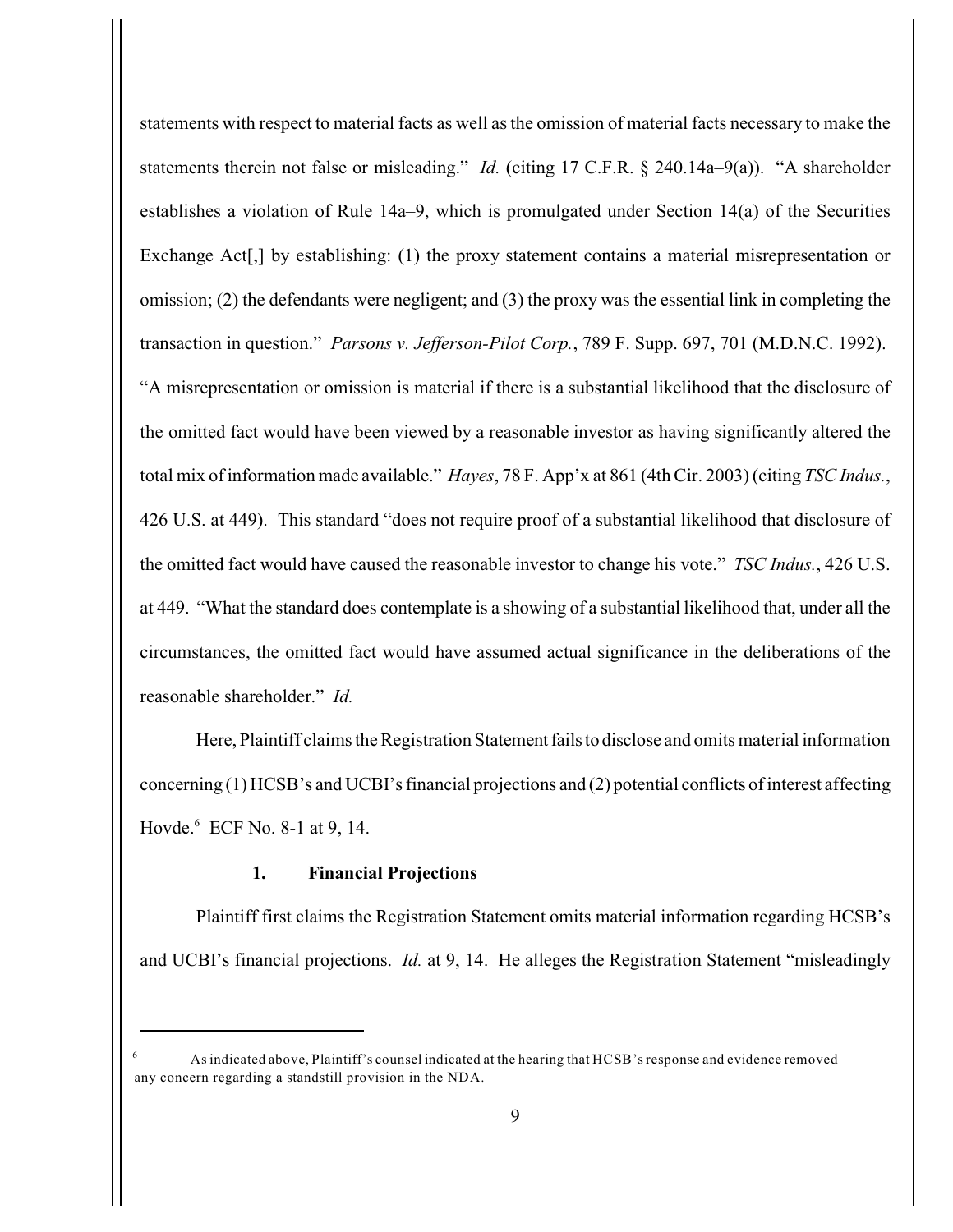statements with respect to material facts as well as the omission of material facts necessary to make the statements therein not false or misleading." *Id.* (citing 17 C.F.R. § 240.14a–9(a)). "A shareholder establishes a violation of Rule 14a–9, which is promulgated under Section 14(a) of the Securities Exchange Act[,] by establishing: (1) the proxy statement contains a material misrepresentation or omission; (2) the defendants were negligent; and (3) the proxy was the essential link in completing the transaction in question." *Parsons v. Jefferson-Pilot Corp.*, 789 F. Supp. 697, 701 (M.D.N.C. 1992). "A misrepresentation or omission is material if there is a substantial likelihood that the disclosure of the omitted fact would have been viewed by a reasonable investor as having significantly altered the total mix of information made available." *Hayes*, 78 F. App'x at 861 (4th Cir. 2003) (citing *TSC Indus.*, 426 U.S. at 449). This standard "does not require proof of a substantial likelihood that disclosure of the omitted fact would have caused the reasonable investor to change his vote." *TSC Indus.*, 426 U.S. at 449. "What the standard does contemplate is a showing of a substantial likelihood that, under all the circumstances, the omitted fact would have assumed actual significance in the deliberations of the reasonable shareholder." *Id.*

Here, Plaintiff claims the Registration Statement fails to disclose and omits material information concerning (1) HCSB's and UCBI's financial projections and (2) potential conflicts of interest affecting Hovde.[6] ECF No. 8-1 at 9, 14.

### 1. Financial Projections

Plaintiff first claims the Registration Statement omits material information regarding HCSB's and UCBI's financial projections. *Id.* at 9, 14. He alleges the Registration Statement "misleadingly

---

[6] As indicated above, Plaintiff's counsel indicated at the hearing that HCSB's response and evidence removed any concern regarding a standstill provision in the NDA.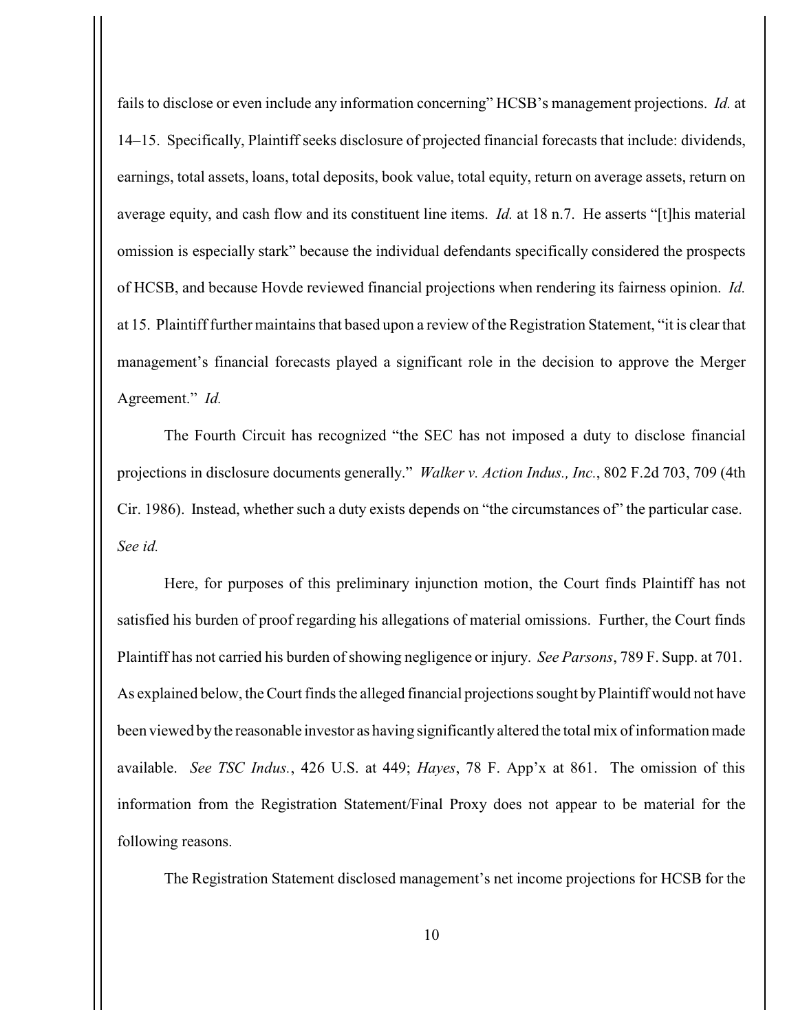fails to disclose or even include any information concerning" HCSB's management projections. *Id.* at 14–15. Specifically, Plaintiff seeks disclosure of projected financial forecasts that include: dividends, earnings, total assets, loans, total deposits, book value, total equity, return on average assets, return on average equity, and cash flow and its constituent line items. *Id.* at 18 n.7. He asserts "[t]his material omission is especially stark" because the individual defendants specifically considered the prospects of HCSB, and because Hovde reviewed financial projections when rendering its fairness opinion. *Id.* at 15. Plaintiff further maintains that based upon a review of the Registration Statement, "it is clear that management's financial forecasts played a significant role in the decision to approve the Merger Agreement." *Id.*

The Fourth Circuit has recognized "the SEC has not imposed a duty to disclose financial projections in disclosure documents generally." *Walker v. Action Indus., Inc.*, 802 F.2d 703, 709 (4th Cir. 1986). Instead, whether such a duty exists depends on "the circumstances of" the particular case. *See id.*

Here, for purposes of this preliminary injunction motion, the Court finds Plaintiff has not satisfied his burden of proof regarding his allegations of material omissions. Further, the Court finds Plaintiff has not carried his burden of showing negligence or injury. *See Parsons*, 789 F. Supp. at 701. As explained below, the Court finds the alleged financial projections sought by Plaintiff would not have been viewed by the reasonable investor as having significantly altered the total mix of information made available. *See TSC Indus.*, 426 U.S. at 449; *Hayes*, 78 F. App'x at 861. The omission of this information from the Registration Statement/Final Proxy does not appear to be material for the following reasons.

The Registration Statement disclosed management's net income projections for HCSB for the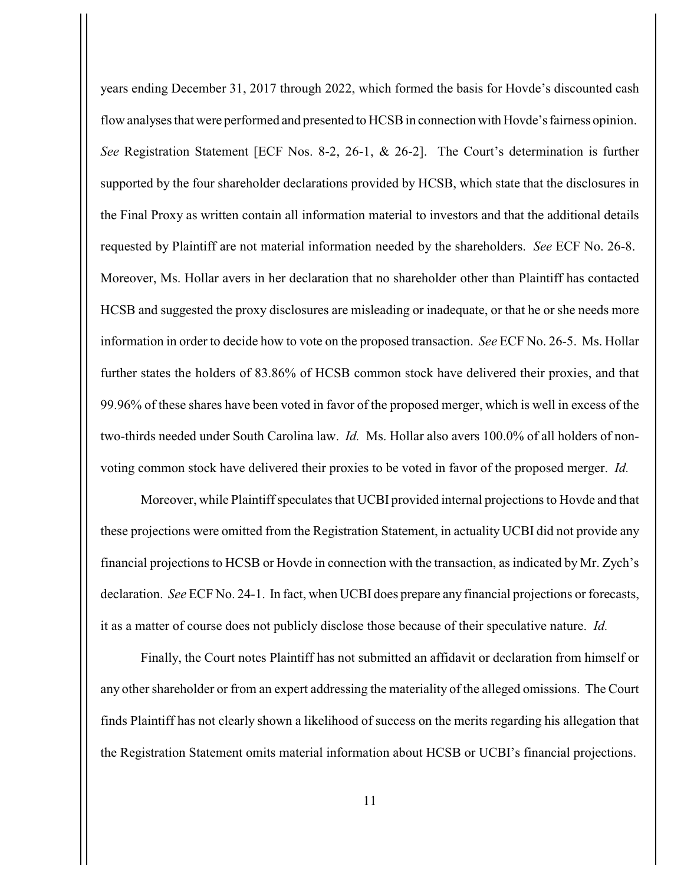years ending December 31, 2017 through 2022, which formed the basis for Hovde's discounted cash flow analyses that were performed and presented to HCSB in connection with Hovde's fairness opinion. *See* Registration Statement [ECF Nos. 8-2, 26-1, & 26-2]. The Court's determination is further supported by the four shareholder declarations provided by HCSB, which state that the disclosures in the Final Proxy as written contain all information material to investors and that the additional details requested by Plaintiff are not material information needed by the shareholders. *See* ECF No. 26-8. Moreover, Ms. Hollar avers in her declaration that no shareholder other than Plaintiff has contacted HCSB and suggested the proxy disclosures are misleading or inadequate, or that he or she needs more information in order to decide how to vote on the proposed transaction. *See* ECF No. 26-5. Ms. Hollar further states the holders of 83.86% of HCSB common stock have delivered their proxies, and that 99.96% of these shares have been voted in favor of the proposed merger, which is well in excess of the two-thirds needed under South Carolina law. *Id.* Ms. Hollar also avers 100.0% of all holders of non-voting common stock have delivered their proxies to be voted in favor of the proposed merger. *Id.*

Moreover, while Plaintiff speculates that UCBI provided internal projections to Hovde and that these projections were omitted from the Registration Statement, in actuality UCBI did not provide any financial projections to HCSB or Hovde in connection with the transaction, as indicated by Mr. Zych's declaration. *See* ECF No. 24-1. In fact, when UCBI does prepare any financial projections or forecasts, it as a matter of course does not publicly disclose those because of their speculative nature. *Id.*

Finally, the Court notes Plaintiff has not submitted an affidavit or declaration from himself or any other shareholder or from an expert addressing the materiality of the alleged omissions. The Court finds Plaintiff has not clearly shown a likelihood of success on the merits regarding his allegation that the Registration Statement omits material information about HCSB or UCBI's financial projections.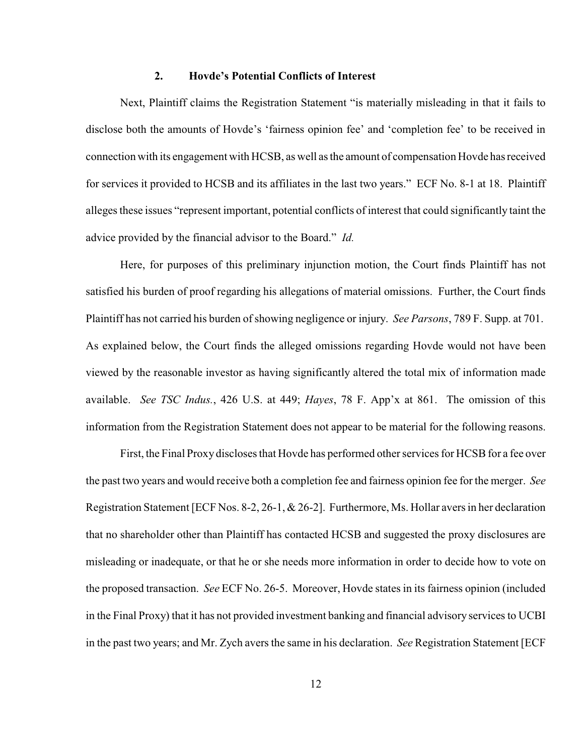### 2. Hovde's Potential Conflicts of Interest

Next, Plaintiff claims the Registration Statement "is materially misleading in that it fails to disclose both the amounts of Hovde's 'fairness opinion fee' and 'completion fee' to be received in connection with its engagement with HCSB, as well as the amount of compensation Hovde has received for services it provided to HCSB and its affiliates in the last two years." ECF No. 8-1 at 18. Plaintiff alleges these issues "represent important, potential conflicts of interest that could significantly taint the advice provided by the financial advisor to the Board." *Id.*

Here, for purposes of this preliminary injunction motion, the Court finds Plaintiff has not satisfied his burden of proof regarding his allegations of material omissions. Further, the Court finds Plaintiff has not carried his burden of showing negligence or injury. *See Parsons*, 789 F. Supp. at 701. As explained below, the Court finds the alleged omissions regarding Hovde would not have been viewed by the reasonable investor as having significantly altered the total mix of information made available. *See TSC Indus.*, 426 U.S. at 449; *Hayes*, 78 F. App'x at 861. The omission of this information from the Registration Statement does not appear to be material for the following reasons.

First, the Final Proxy discloses that Hovde has performed other services for HCSB for a fee over the past two years and would receive both a completion fee and fairness opinion fee for the merger. *See* Registration Statement [ECF Nos. 8-2, 26-1, & 26-2]. Furthermore, Ms. Hollar avers in her declaration that no shareholder other than Plaintiff has contacted HCSB and suggested the proxy disclosures are misleading or inadequate, or that he or she needs more information in order to decide how to vote on the proposed transaction. *See* ECF No. 26-5. Moreover, Hovde states in its fairness opinion (included in the Final Proxy) that it has not provided investment banking and financial advisory services to UCBI in the past two years; and Mr. Zych avers the same in his declaration. *See* Registration Statement [ECF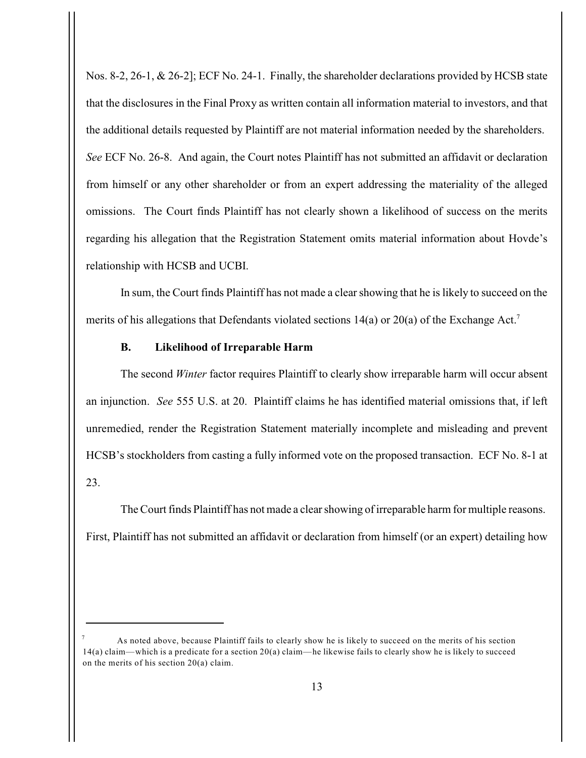Nos. 8-2, 26-1, & 26-2]; ECF No. 24-1. Finally, the shareholder declarations provided by HCSB state that the disclosures in the Final Proxy as written contain all information material to investors, and that the additional details requested by Plaintiff are not material information needed by the shareholders. *See* ECF No. 26-8. And again, the Court notes Plaintiff has not submitted an affidavit or declaration from himself or any other shareholder or from an expert addressing the materiality of the alleged omissions. The Court finds Plaintiff has not clearly shown a likelihood of success on the merits regarding his allegation that the Registration Statement omits material information about Hovde's relationship with HCSB and UCBI.

In sum, the Court finds Plaintiff has not made a clear showing that he is likely to succeed on the merits of his allegations that Defendants violated sections 14(a) or 20(a) of the Exchange Act.[7]

### B. Likelihood of Irreparable Harm

The second *Winter* factor requires Plaintiff to clearly show irreparable harm will occur absent an injunction. *See* 555 U.S. at 20. Plaintiff claims he has identified material omissions that, if left unremedied, render the Registration Statement materially incomplete and misleading and prevent HCSB's stockholders from casting a fully informed vote on the proposed transaction. ECF No. 8-1 at 23.

The Court finds Plaintiff has not made a clear showing of irreparable harm for multiple reasons. First, Plaintiff has not submitted an affidavit or declaration from himself (or an expert) detailing how

---

[7] As noted above, because Plaintiff fails to clearly show he is likely to succeed on the merits of his section 14(a) claim—which is a predicate for a section 20(a) claim—he likewise fails to clearly show he is likely to succeed on the merits of his section 20(a) claim.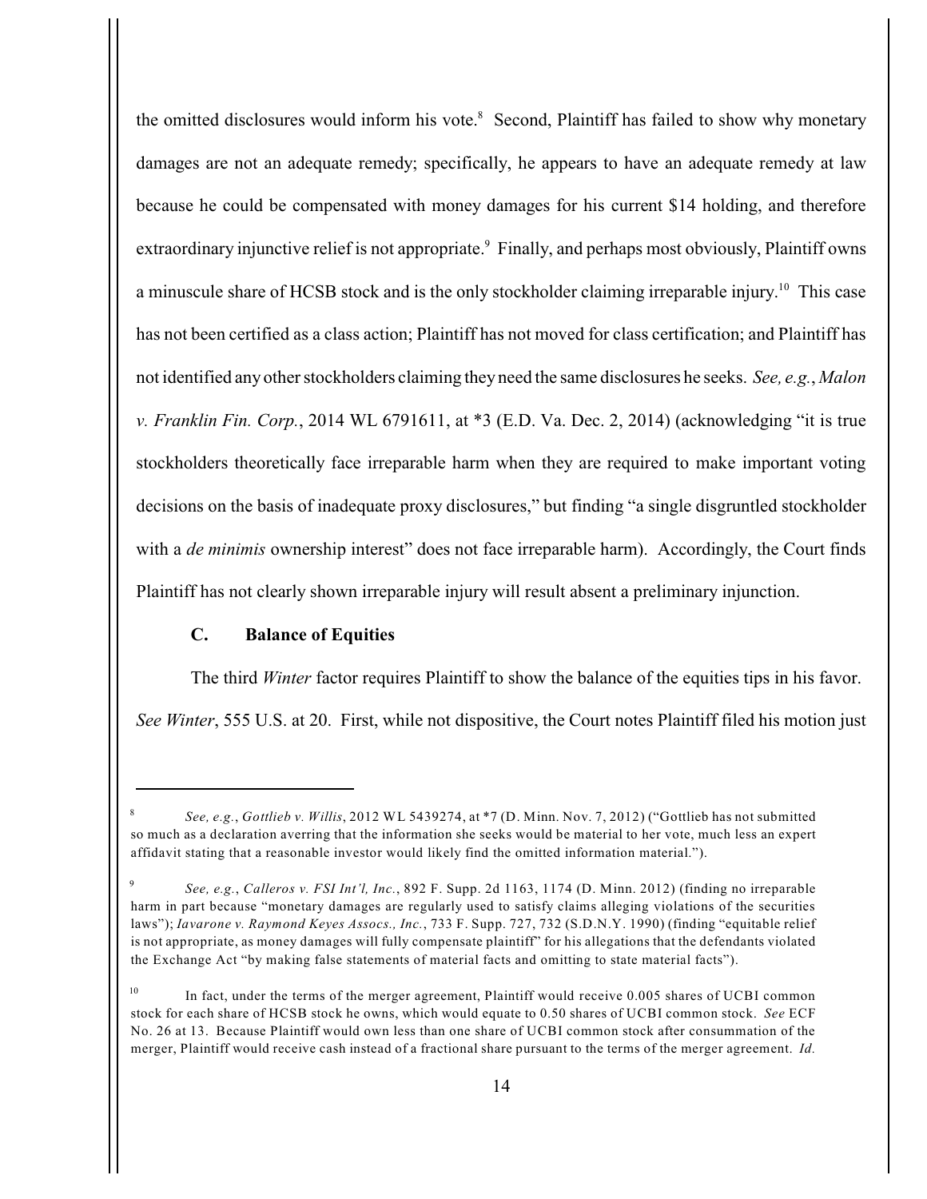the omitted disclosures would inform his vote.[8] Second, Plaintiff has failed to show why monetary damages are not an adequate remedy; specifically, he appears to have an adequate remedy at law because he could be compensated with money damages for his current $14 holding, and therefore extraordinary injunctive relief is not appropriate.[9] Finally, and perhaps most obviously, Plaintiff owns a minuscule share of HCSB stock and is the only stockholder claiming irreparable injury.[10] This case has not been certified as a class action; Plaintiff has not moved for class certification; and Plaintiff has not identified any other stockholders claiming they need the same disclosures he seeks. *See, e.g.*, *Malon v. Franklin Fin. Corp.*, 2014 WL 6791611, at *3 (E.D. Va. Dec. 2, 2014) (acknowledging "it is true stockholders theoretically face irreparable harm when they are required to make important voting decisions on the basis of inadequate proxy disclosures," but finding "a single disgruntled stockholder with a *de minimis* ownership interest" does not face irreparable harm). Accordingly, the Court finds Plaintiff has not clearly shown irreparable injury will result absent a preliminary injunction.

### C. Balance of Equities

The third *Winter* factor requires Plaintiff to show the balance of the equities tips in his favor. *See Winter*, 555 U.S. at 20. First, while not dispositive, the Court notes Plaintiff filed his motion just

---

[8] *See, e.g.*, *Gottlieb v. Willis*, 2012 WL 5439274, at *7 (D. Minn. Nov. 7, 2012) ("Gottlieb has not submitted so much as a declaration averring that the information she seeks would be material to her vote, much less an expert affidavit stating that a reasonable investor would likely find the omitted information material.").

[9] *See, e.g.*, *Calleros v. FSI Int'l, Inc.*, 892 F. Supp. 2d 1163, 1174 (D. Minn. 2012) (finding no irreparable harm in part because "monetary damages are regularly used to satisfy claims alleging violations of the securities laws"); *Iavarone v. Raymond Keyes Assocs., Inc.*, 733 F. Supp. 727, 732 (S.D.N.Y. 1990) (finding "equitable relief is not appropriate, as money damages will fully compensate plaintiff" for his allegations that the defendants violated the Exchange Act "by making false statements of material facts and omitting to state material facts").

[10] In fact, under the terms of the merger agreement, Plaintiff would receive 0.005 shares of UCBI common stock for each share of HCSB stock he owns, which would equate to 0.50 shares of UCBI common stock. *See* ECF No. 26 at 13. Because Plaintiff would own less than one share of UCBI common stock after consummation of the merger, Plaintiff would receive cash instead of a fractional share pursuant to the terms of the merger agreement. *Id.*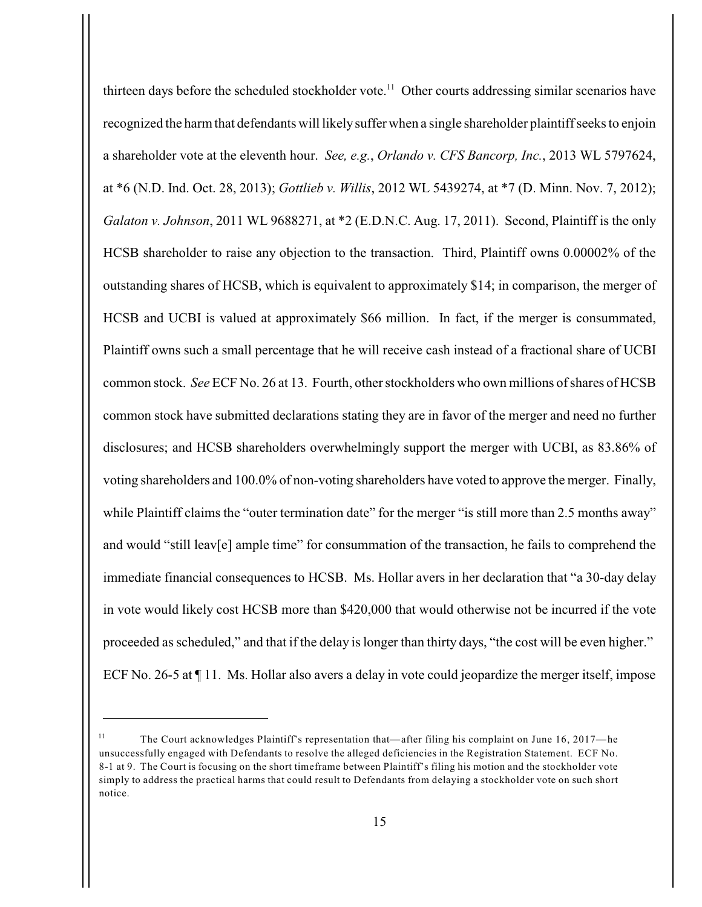thirteen days before the scheduled stockholder vote.[11] Other courts addressing similar scenarios have recognized the harm that defendants will likely suffer when a single shareholder plaintiff seeks to enjoin a shareholder vote at the eleventh hour. *See, e.g.*, *Orlando v. CFS Bancorp, Inc.*, 2013 WL 5797624, at *6 (N.D. Ind. Oct. 28, 2013); *Gottlieb v. Willis*, 2012 WL 5439274, at *7 (D. Minn. Nov. 7, 2012); *Galaton v. Johnson*, 2011 WL 9688271, at *2 (E.D.N.C. Aug. 17, 2011). Second, Plaintiff is the only HCSB shareholder to raise any objection to the transaction. Third, Plaintiff owns 0.00002% of the outstanding shares of HCSB, which is equivalent to approximately $14; in comparison, the merger of HCSB and UCBI is valued at approximately $66 million. In fact, if the merger is consummated, Plaintiff owns such a small percentage that he will receive cash instead of a fractional share of UCBI common stock. *See* ECF No. 26 at 13. Fourth, other stockholders who own millions of shares of HCSB common stock have submitted declarations stating they are in favor of the merger and need no further disclosures; and HCSB shareholders overwhelmingly support the merger with UCBI, as 83.86% of voting shareholders and 100.0% of non-voting shareholders have voted to approve the merger. Finally, while Plaintiff claims the "outer termination date" for the merger "is still more than 2.5 months away" and would "still leav[e] ample time" for consummation of the transaction, he fails to comprehend the immediate financial consequences to HCSB. Ms. Hollar avers in her declaration that "a 30-day delay in vote would likely cost HCSB more than $420,000 that would otherwise not be incurred if the vote proceeded as scheduled," and that if the delay is longer than thirty days, "the cost will be even higher." ECF No. 26-5 at ¶ 11. Ms. Hollar also avers a delay in vote could jeopardize the merger itself, impose

[11] The Court acknowledges Plaintiff's representation that—after filing his complaint on June 16, 2017—he unsuccessfully engaged with Defendants to resolve the alleged deficiencies in the Registration Statement. ECF No. 8-1 at 9. The Court is focusing on the short timeframe between Plaintiff's filing his motion and the stockholder vote simply to address the practical harms that could result to Defendants from delaying a stockholder vote on such short notice.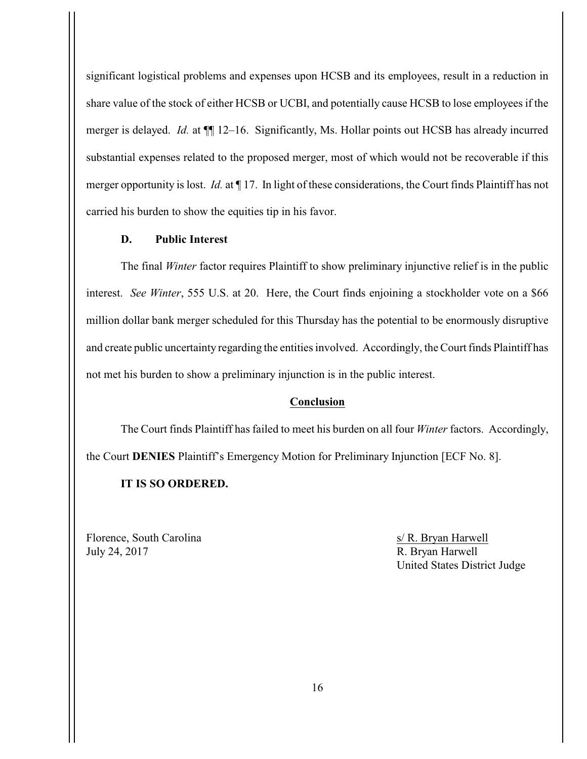significant logistical problems and expenses upon HCSB and its employees, result in a reduction in share value of the stock of either HCSB or UCBI, and potentially cause HCSB to lose employees if the merger is delayed. *Id.* at ¶¶ 12–16. Significantly, Ms. Hollar points out HCSB has already incurred substantial expenses related to the proposed merger, most of which would not be recoverable if this merger opportunity is lost. *Id.* at ¶ 17. In light of these considerations, the Court finds Plaintiff has not carried his burden to show the equities tip in his favor.

### D. Public Interest

The final *Winter* factor requires Plaintiff to show preliminary injunctive relief is in the public interest. *See Winter*, 555 U.S. at 20. Here, the Court finds enjoining a stockholder vote on a $66 million dollar bank merger scheduled for this Thursday has the potential to be enormously disruptive and create public uncertainty regarding the entities involved. Accordingly, the Court finds Plaintiff has not met his burden to show a preliminary injunction is in the public interest.

## Conclusion

The Court finds Plaintiff has failed to meet his burden on all four *Winter* factors. Accordingly, the Court **DENIES** Plaintiff's Emergency Motion for Preliminary Injunction [ECF No. 8].

**IT IS SO ORDERED.**

Florence, South Carolina
July 24, 2017

s/ R. Bryan Harwell
R. Bryan Harwell
United States District Judge